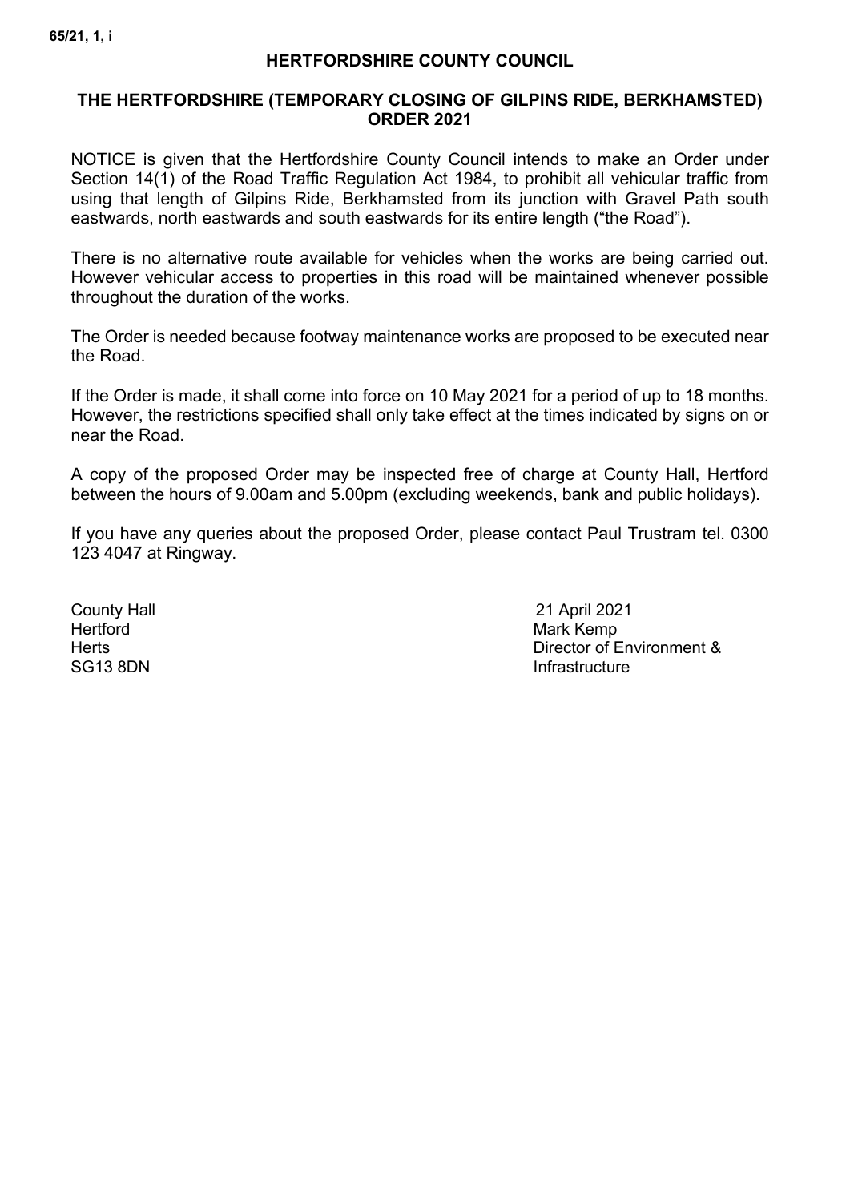65/21, 1, i

**HERTFORDSHIRE COUNTY COUNCIL**

**THE HERTFORDSHIRE (TEMPORARY CLOSING OF GILPINS RIDE, BERKHAMSTED) ORDER 2021**

NOTICE is given that the Hertfordshire County Council intends to make an Order under Section 14(1) of the Road Traffic Regulation Act 1984, to prohibit all vehicular traffic from using that length of Gilpins Ride, Berkhamsted from its junction with Gravel Path south eastwards, north eastwards and south eastwards for its entire length ("the Road").

There is no alternative route available for vehicles when the works are being carried out. However vehicular access to properties in this road will be maintained whenever possible throughout the duration of the works.

The Order is needed because footway maintenance works are proposed to be executed near the Road.

If the Order is made, it shall come into force on 10 May 2021 for a period of up to 18 months. However, the restrictions specified shall only take effect at the times indicated by signs on or near the Road.

A copy of the proposed Order may be inspected free of charge at County Hall, Hertford between the hours of 9.00am and 5.00pm (excluding weekends, bank and public holidays).

If you have any queries about the proposed Order, please contact Paul Trustram tel. 0300 123 4047 at Ringway.

County Hall
Hertford
Herts
SG13 8DN

21 April 2021
Mark Kemp
Director of Environment & Infrastructure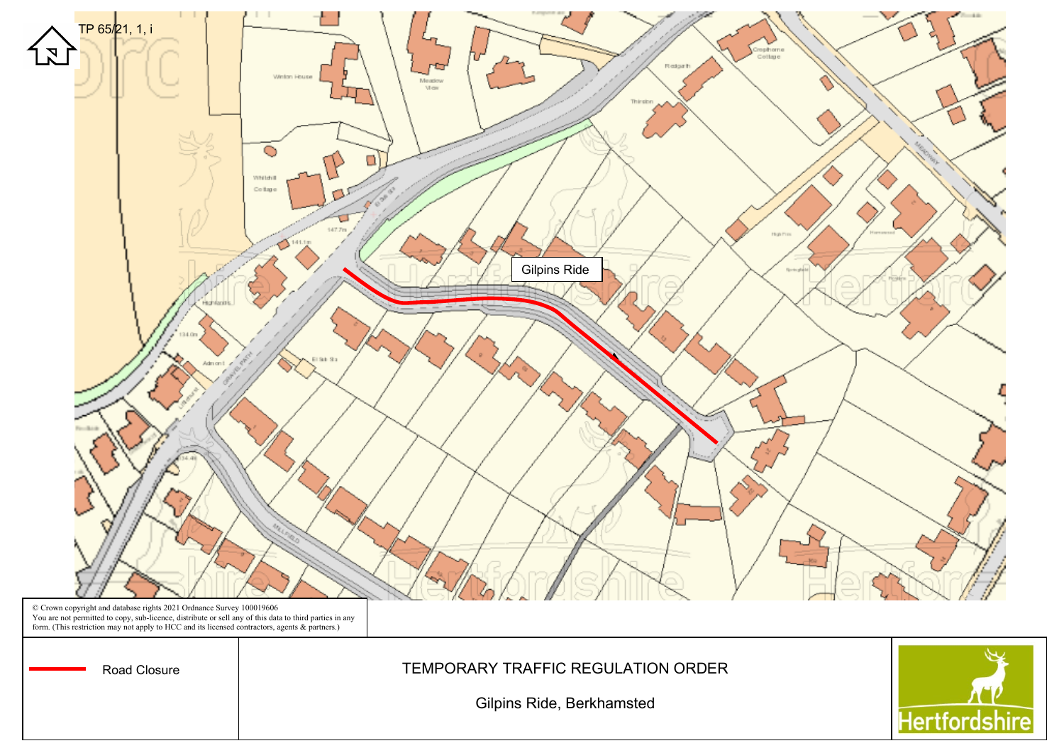TP 65/21, 1, i

Gilpins Ride

© Crown copyright and database rights 2021 Ordnance Survey 100019606
You are not permitted to copy, sub-licence, distribute or sell any of this data to third parties in any form. (This restriction may not apply to HCC and its licensed contractors, agents & partners.)

| Road Closure | TEMPORARY TRAFFIC REGULATION ORDER<br><br>Gilpins Ride, Berkhamsted | Hertfordshire |
|---|---|---|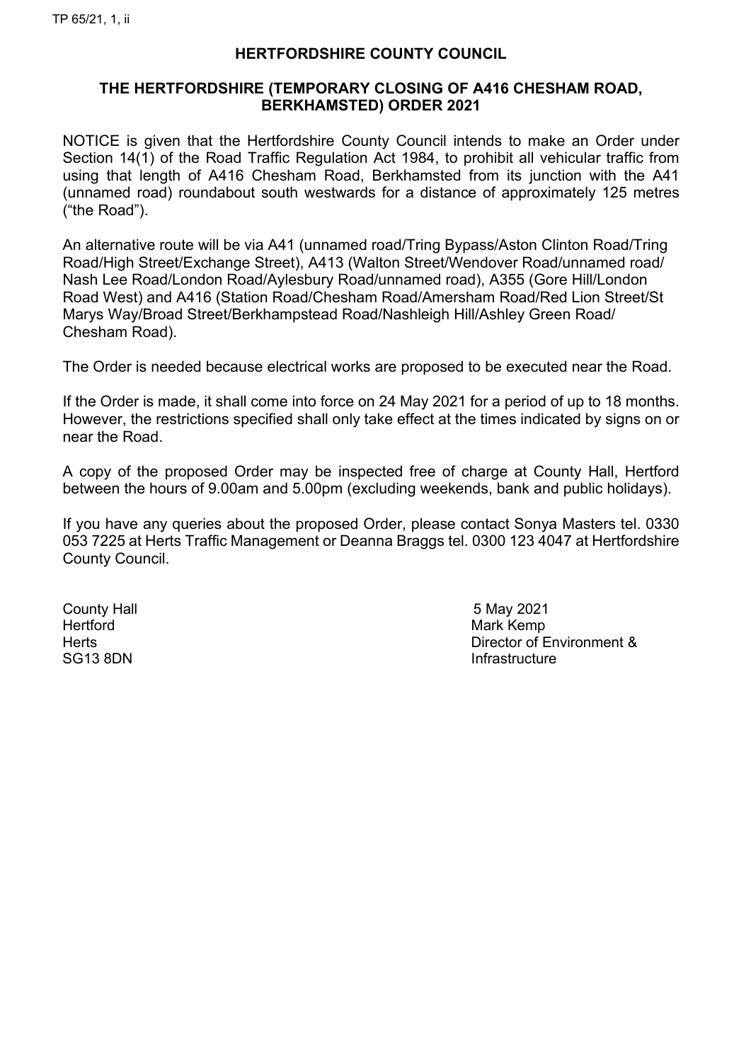TP 65/21, 1, ii

**HERTFORDSHIRE COUNTY COUNCIL**

**THE HERTFORDSHIRE (TEMPORARY CLOSING OF A416 CHESHAM ROAD, BERKHAMSTED) ORDER 2021**

NOTICE is given that the Hertfordshire County Council intends to make an Order under Section 14(1) of the Road Traffic Regulation Act 1984, to prohibit all vehicular traffic from using that length of A416 Chesham Road, Berkhamsted from its junction with the A41 (unnamed road) roundabout south westwards for a distance of approximately 125 metres ("the Road").

An alternative route will be via A41 (unnamed road/Tring Bypass/Aston Clinton Road/Tring Road/High Street/Exchange Street), A413 (Walton Street/Wendover Road/unnamed road/ Nash Lee Road/London Road/Aylesbury Road/unnamed road), A355 (Gore Hill/London Road West) and A416 (Station Road/Chesham Road/Amersham Road/Red Lion Street/St Marys Way/Broad Street/Berkhampstead Road/Nashleigh Hill/Ashley Green Road/ Chesham Road).

The Order is needed because electrical works are proposed to be executed near the Road.

If the Order is made, it shall come into force on 24 May 2021 for a period of up to 18 months. However, the restrictions specified shall only take effect at the times indicated by signs on or near the Road.

A copy of the proposed Order may be inspected free of charge at County Hall, Hertford between the hours of 9.00am and 5.00pm (excluding weekends, bank and public holidays).

If you have any queries about the proposed Order, please contact Sonya Masters tel. 0330 053 7225 at Herts Traffic Management or Deanna Braggs tel. 0300 123 4047 at Hertfordshire County Council.

County Hall
Hertford
Herts
SG13 8DN

5 May 2021
Mark Kemp
Director of Environment & Infrastructure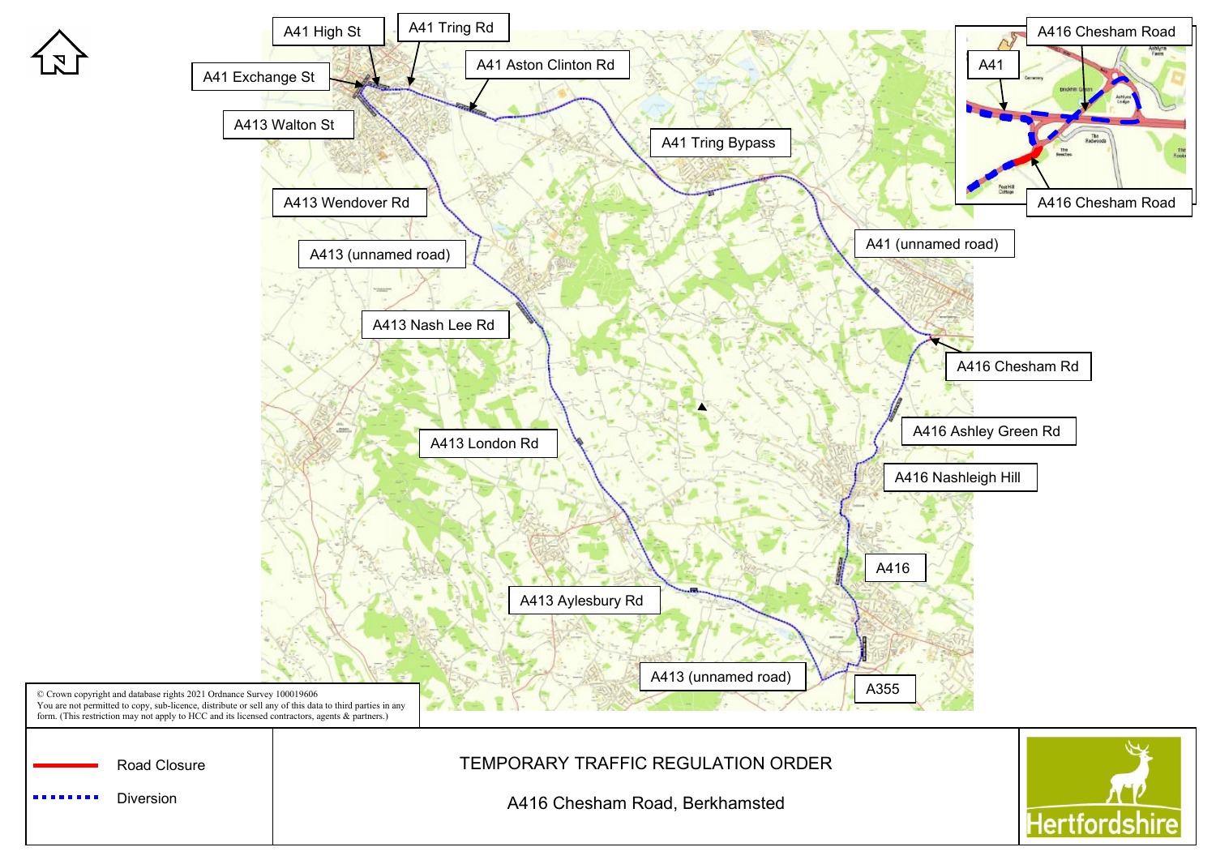A41 High St

A41 Tring Rd

A41 Exchange St

A41 Aston Clinton Rd

A413 Walton St

A41 Tring Bypass

A413 Wendover Rd

A413 (unnamed road)

A41 (unnamed road)

A413 Nash Lee Rd

A416 Chesham Rd

A416 Ashley Green Rd

A413 London Rd

A416 Nashleigh Hill

A416

A413 Aylesbury Rd

A413 (unnamed road)

A355

A416 Chesham Road

A41

A416 Chesham Road

© Crown copyright and database rights 2021 Ordnance Survey 100019606
You are not permitted to copy, sub-licence, distribute or sell any of this data to third parties in any form. (This restriction may not apply to HCC and its licensed contractors, agents & partners.)

| Legend | |
|---|---|
| Red line | Road Closure |
| Blue dotted line | Diversion |

TEMPORARY TRAFFIC REGULATION ORDER

A416 Chesham Road, Berkhamsted

Hertfordshire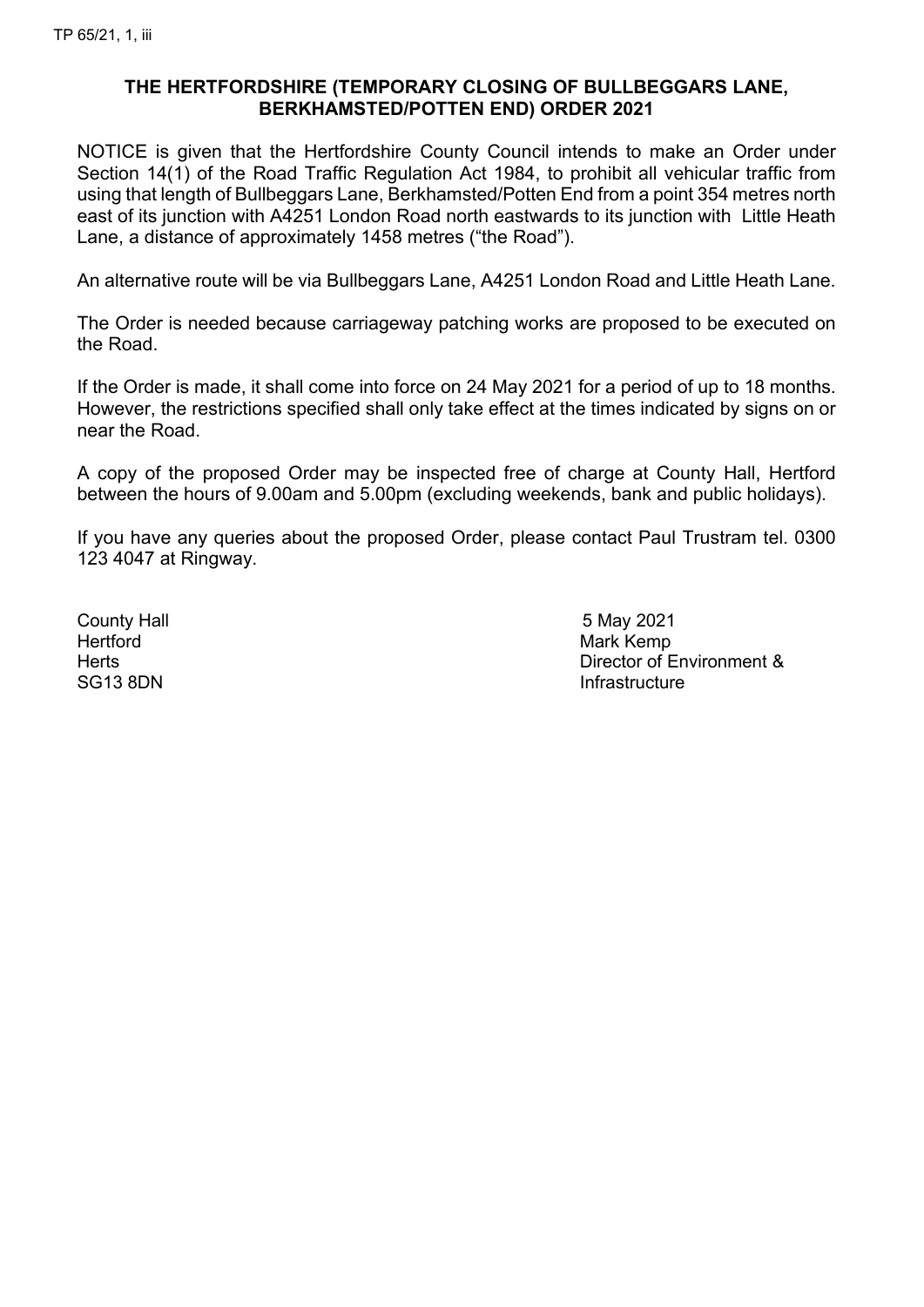TP 65/21, 1, iii

**THE HERTFORDSHIRE (TEMPORARY CLOSING OF BULLBEGGARS LANE, BERKHAMSTED/POTTEN END) ORDER 2021**

NOTICE is given that the Hertfordshire County Council intends to make an Order under Section 14(1) of the Road Traffic Regulation Act 1984, to prohibit all vehicular traffic from using that length of Bullbeggars Lane, Berkhamsted/Potten End from a point 354 metres north east of its junction with A4251 London Road north eastwards to its junction with Little Heath Lane, a distance of approximately 1458 metres ("the Road").

An alternative route will be via Bullbeggars Lane, A4251 London Road and Little Heath Lane.

The Order is needed because carriageway patching works are proposed to be executed on the Road.

If the Order is made, it shall come into force on 24 May 2021 for a period of up to 18 months. However, the restrictions specified shall only take effect at the times indicated by signs on or near the Road.

A copy of the proposed Order may be inspected free of charge at County Hall, Hertford between the hours of 9.00am and 5.00pm (excluding weekends, bank and public holidays).

If you have any queries about the proposed Order, please contact Paul Trustram tel. 0300 123 4047 at Ringway.

County Hall
Hertford
Herts
SG13 8DN

5 May 2021
Mark Kemp
Director of Environment & Infrastructure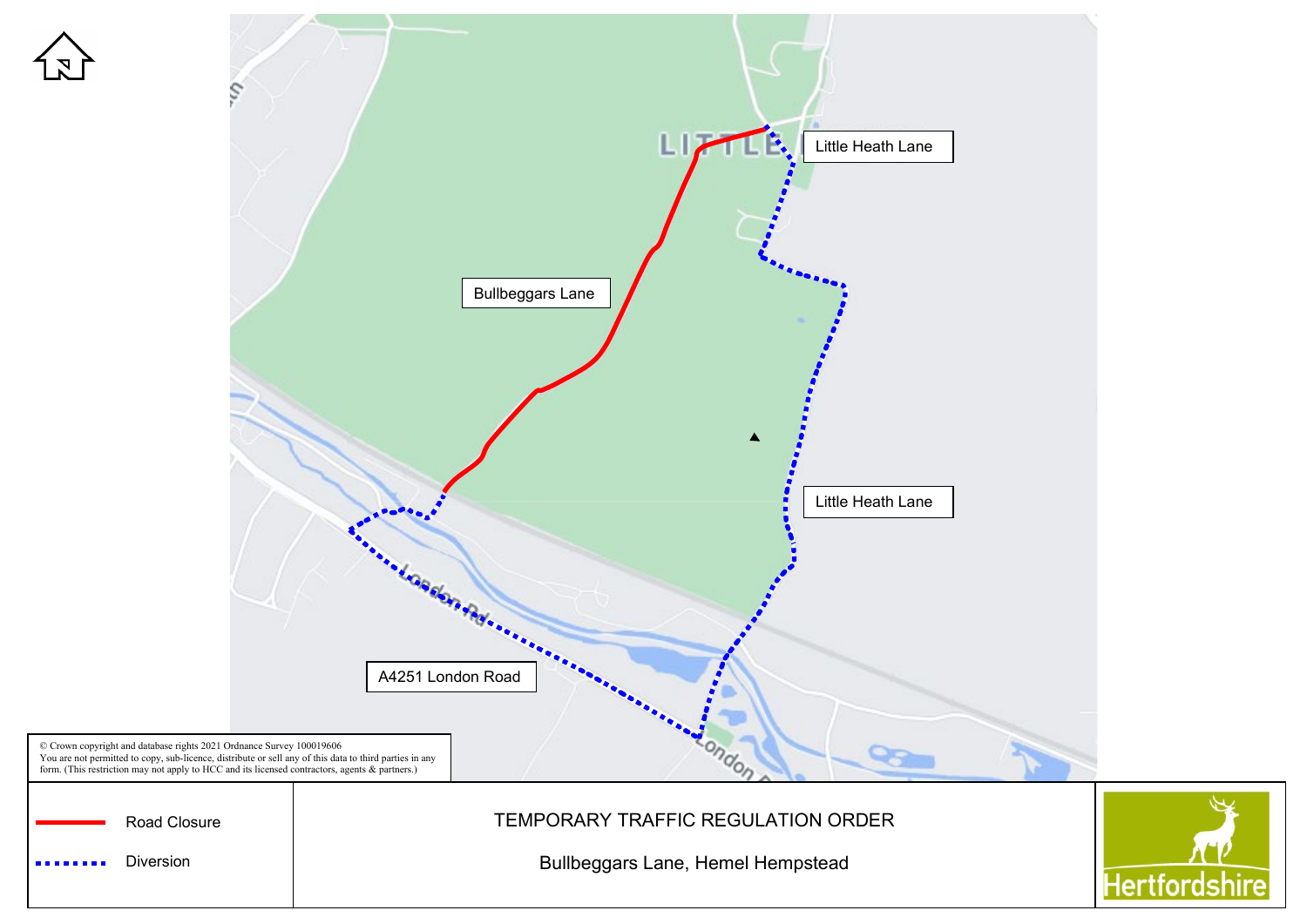Little Heath Lane

Bullbeggars Lane

Little Heath Lane

A4251 London Road

© Crown copyright and database rights 2021 Ordnance Survey 100019606
You are not permitted to copy, sub-licence, distribute or sell any of this data to third parties in any form. (This restriction may not apply to HCC and its licensed contractors, agents & partners.)

Road Closure

Diversion

TEMPORARY TRAFFIC REGULATION ORDER

Bullbeggars Lane, Hemel Hempstead

Hertfordshire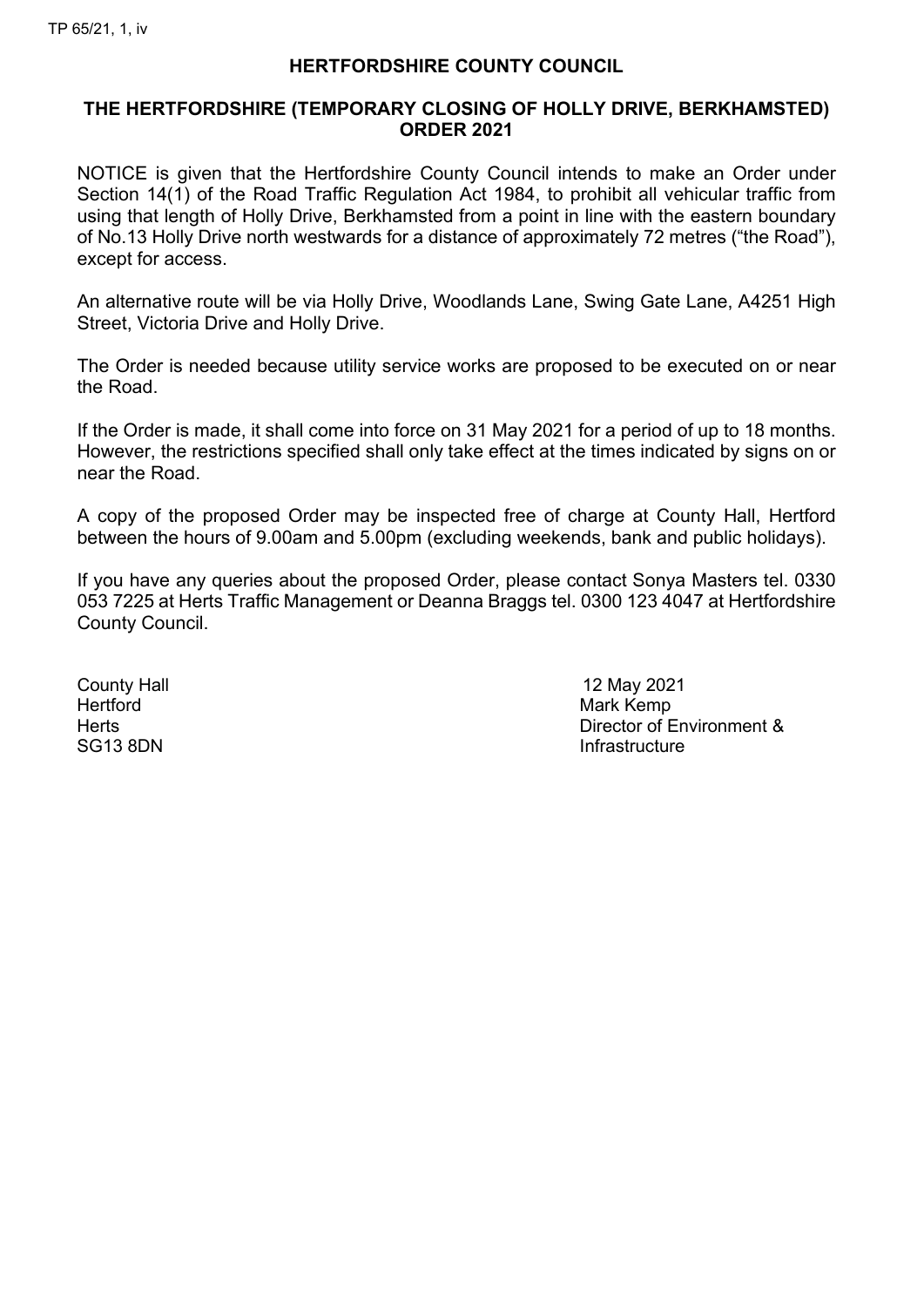TP 65/21, 1, iv

**HERTFORDSHIRE COUNTY COUNCIL**

**THE HERTFORDSHIRE (TEMPORARY CLOSING OF HOLLY DRIVE, BERKHAMSTED) ORDER 2021**

NOTICE is given that the Hertfordshire County Council intends to make an Order under Section 14(1) of the Road Traffic Regulation Act 1984, to prohibit all vehicular traffic from using that length of Holly Drive, Berkhamsted from a point in line with the eastern boundary of No.13 Holly Drive north westwards for a distance of approximately 72 metres ("the Road"), except for access.

An alternative route will be via Holly Drive, Woodlands Lane, Swing Gate Lane, A4251 High Street, Victoria Drive and Holly Drive.

The Order is needed because utility service works are proposed to be executed on or near the Road.

If the Order is made, it shall come into force on 31 May 2021 for a period of up to 18 months. However, the restrictions specified shall only take effect at the times indicated by signs on or near the Road.

A copy of the proposed Order may be inspected free of charge at County Hall, Hertford between the hours of 9.00am and 5.00pm (excluding weekends, bank and public holidays).

If you have any queries about the proposed Order, please contact Sonya Masters tel. 0330 053 7225 at Herts Traffic Management or Deanna Braggs tel. 0300 123 4047 at Hertfordshire County Council.

County Hall
Hertford
Herts
SG13 8DN

12 May 2021
Mark Kemp
Director of Environment & Infrastructure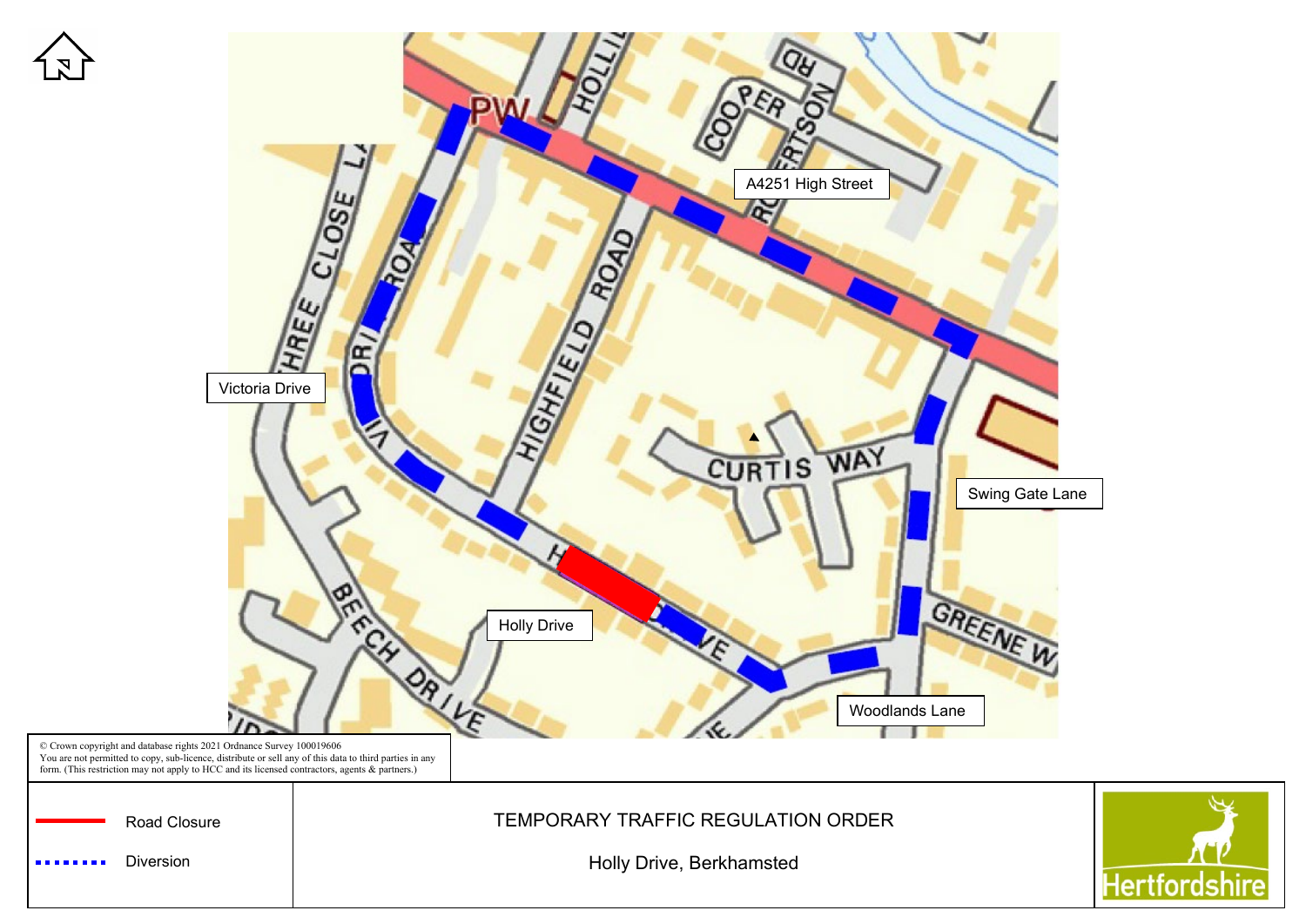A4251 High Street

Victoria Drive

Swing Gate Lane

Holly Drive

Woodlands Lane

© Crown copyright and database rights 2021 Ordnance Survey 100019606
You are not permitted to copy, sub-licence, distribute or sell any of this data to third parties in any form. (This restriction may not apply to HCC and its licensed contractors, agents & partners.)

Road Closure

Diversion

TEMPORARY TRAFFIC REGULATION ORDER

Holly Drive, Berkhamsted

Hertfordshire